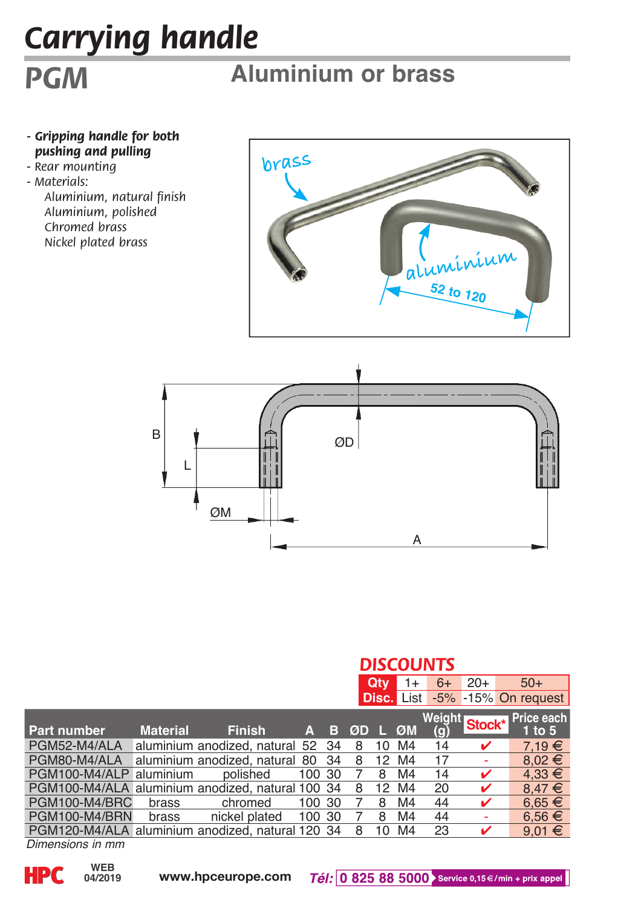# Carrying handle

## PGM

## Aluminium or brass

- **Gripping handle for both pushing and pulling**
- Rear mounting
- Materials:
  - Aluminium, natural finish
  - Aluminium, polished
  - Chromed brass
  - Nickel plated brass

### DISCOUNTS

| Qty | 1+ | 6+ | 20+ | 50+ |
|---|---|---|---|---|
| Disc. | List | -5% | -15% | On request |

| Part number | Material | Finish | A | B | ØD | L | ØM | Weight (g) | Stock* | Price each 1 to 5 |
|---|---|---|---|---|---|---|---|---|---|---|
| PGM52-M4/ALA | aluminium | anodized, natural | 52 | 34 | 8 | 10 | M4 | 14 | ✔ | 7,19 € |
| PGM80-M4/ALA | aluminium | anodized, natural | 80 | 34 | 8 | 12 | M4 | 17 | - | 8,02 € |
| PGM100-M4/ALP | aluminium | polished | 100 | 30 | 7 | 8 | M4 | 14 | ✔ | 4,33 € |
| PGM100-M4/ALA | aluminium | anodized, natural | 100 | 34 | 8 | 12 | M4 | 20 | ✔ | 8,47 € |
| PGM100-M4/BRC | brass | chromed | 100 | 30 | 7 | 8 | M4 | 44 | ✔ | 6,65 € |
| PGM100-M4/BRN | brass | nickel plated | 100 | 30 | 7 | 8 | M4 | 44 | - | 6,56 € |
| PGM120-M4/ALA | aluminium | anodized, natural | 120 | 34 | 8 | 10 | M4 | 23 | ✔ | 9,01 € |

*Dimensions in mm*

HPC WEB 04/2019 www.hpceurope.com Tél: 0 825 88 5000 Service 0,15 €/min + prix appel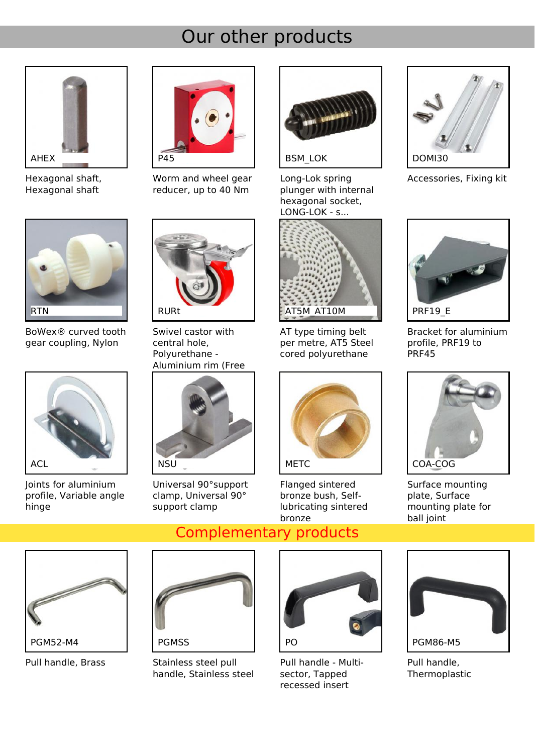# Our other products

AHEX

Hexagonal shaft, Hexagonal shaft

P45

Worm and wheel gear reducer, up to 40 Nm

BSM_LOK

Long-Lok spring plunger with internal hexagonal socket, LONG-LOK - s...

DOMI30

Accessories, Fixing kit

RTN

BoWex® curved tooth gear coupling, Nylon

RURt

Swivel castor with central hole, Polyurethane - Aluminium rim (Free

AT5M_AT10M

AT type timing belt per metre, AT5 Steel cored polyurethane

PRF19_E

Bracket for aluminium profile, PRF19 to PRF45

ACL

Joints for aluminium profile, Variable angle hinge

NSU

Universal 90°support clamp, Universal 90° support clamp

METC

Flanged sintered bronze bush, Self-lubricating sintered bronze

COA-COG

Surface mounting plate, Surface mounting plate for ball joint

# Complementary products

PGM52-M4

Pull handle, Brass

PGMSS

Stainless steel pull handle, Stainless steel

PO

Pull handle - Multi-sector, Tapped recessed insert

PGM86-M5

Pull handle, Thermoplastic